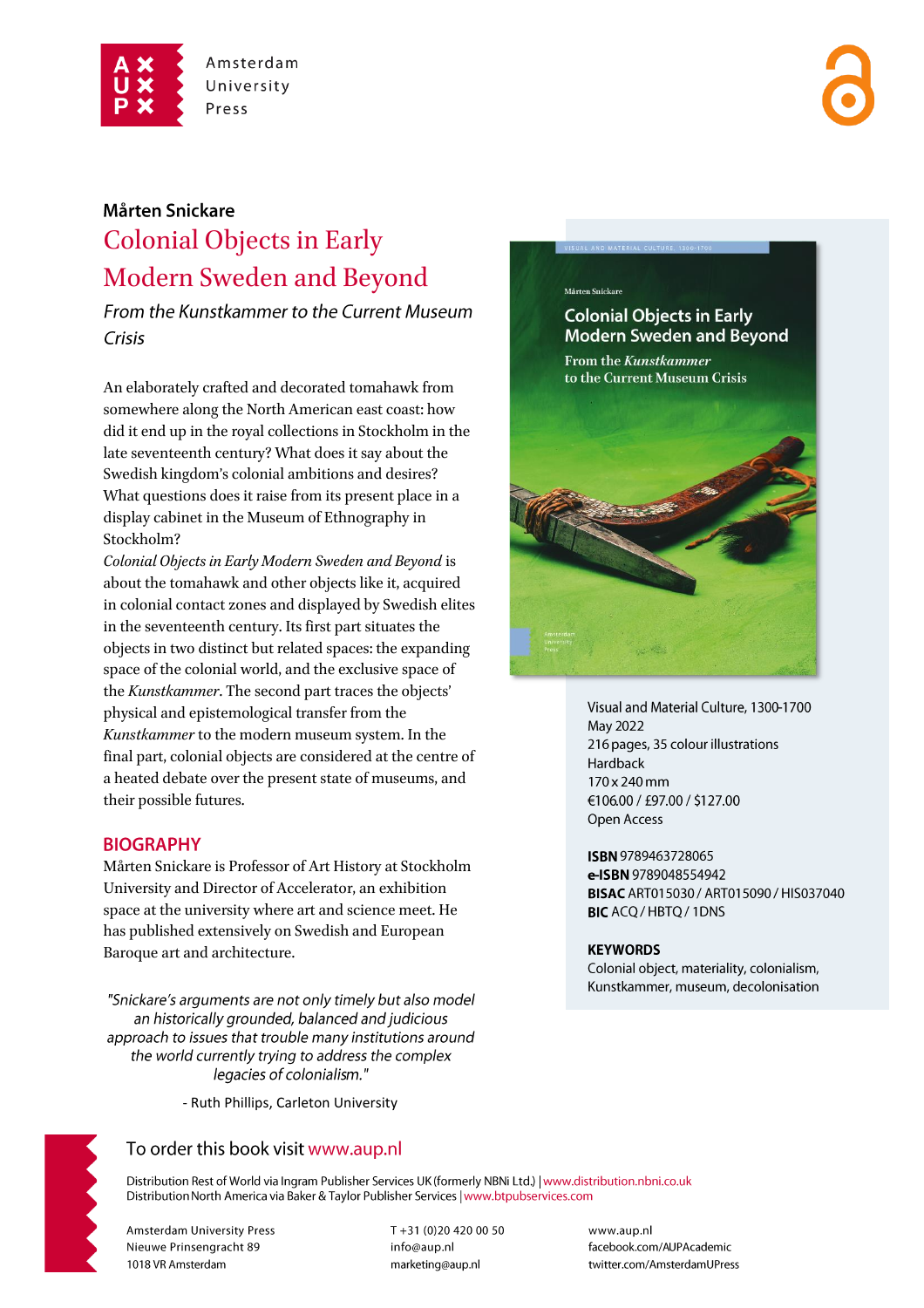Amsterdam University Press

**Mårten Snickare**

# Colonial Objects in Early Modern Sweden and Beyond

*From the Kunstkammer to the Current Museum Crisis*

An elaborately crafted and decorated tomahawk from somewhere along the North American east coast: how did it end up in the royal collections in Stockholm in the late seventeenth century? What does it say about the Swedish kingdom's colonial ambitions and desires? What questions does it raise from its present place in a display cabinet in the Museum of Ethnography in Stockholm?

*Colonial Objects in Early Modern Sweden and Beyond* is about the tomahawk and other objects like it, acquired in colonial contact zones and displayed by Swedish elites in the seventeenth century. Its first part situates the objects in two distinct but related spaces: the expanding space of the colonial world, and the exclusive space of the *Kunstkammer*. The second part traces the objects' physical and epistemological transfer from the *Kunstkammer* to the modern museum system. In the final part, colonial objects are considered at the centre of a heated debate over the present state of museums, and their possible futures.

## BIOGRAPHY

Mårten Snickare is Professor of Art History at Stockholm University and Director of Accelerator, an exhibition space at the university where art and science meet. He has published extensively on Swedish and European Baroque art and architecture.

*"Snickare's arguments are not only timely but also model an historically grounded, balanced and judicious approach to issues that trouble many institutions around the world currently trying to address the complex legacies of colonialism."*

- Ruth Phillips, Carleton University

Visual and Material Culture, 1300-1700
May 2022
216 pages, 35 colour illustrations
Hardback
170 x 240 mm
€106.00 / £97.00 / $127.00
Open Access

**ISBN** 9789463728065
**e-ISBN** 9789048554942
**BISAC** ART015030 / ART015090 / HIS037040
**BIC** ACQ / HBTQ / 1DNS

**KEYWORDS**
Colonial object, materiality, colonialism, Kunstkammer, museum, decolonisation

To order this book visit www.aup.nl

Distribution Rest of World via Ingram Publisher Services UK (formerly NBNi Ltd.) | www.distribution.nbni.co.uk
Distribution North America via Baker & Taylor Publisher Services | www.btpubservices.com

Amsterdam University Press
Nieuwe Prinsengracht 89
1018 VR Amsterdam

T +31 (0)20 420 00 50
info@aup.nl
marketing@aup.nl

www.aup.nl
facebook.com/AUPAcademic
twitter.com/AmsterdamUPress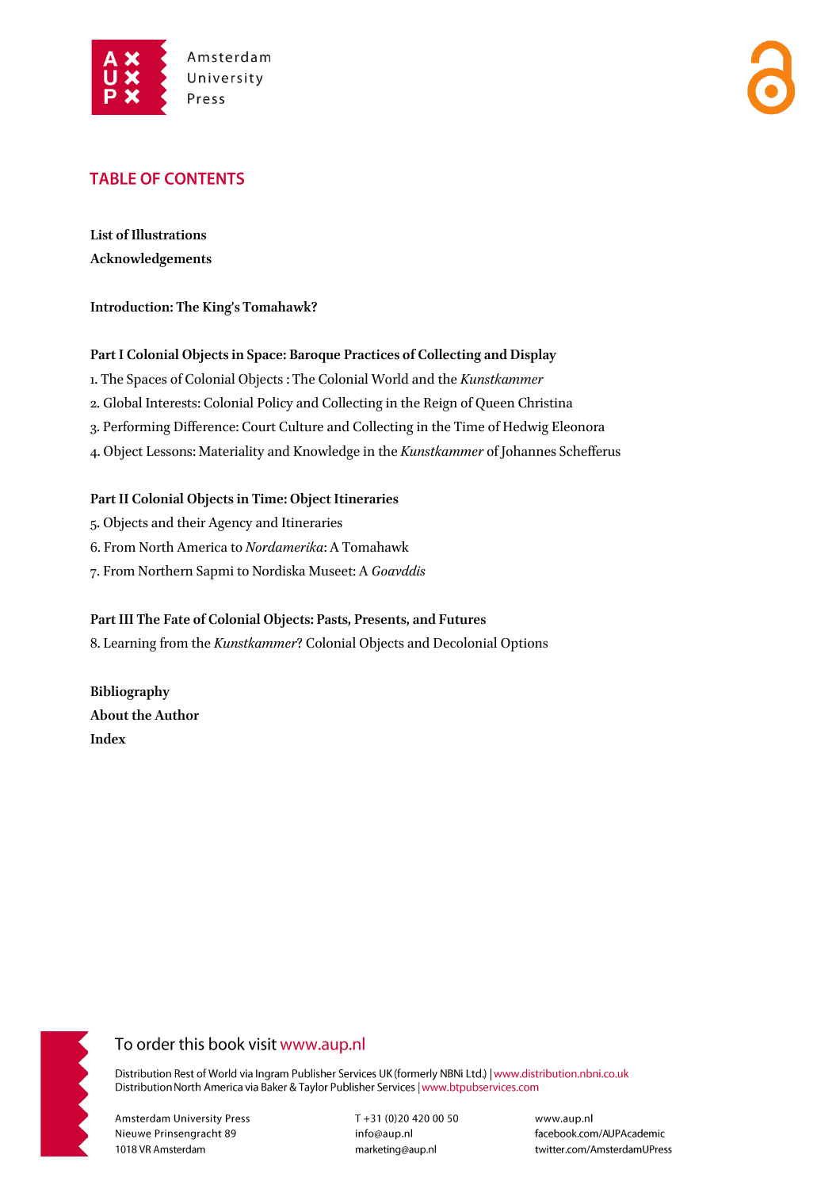## TABLE OF CONTENTS

**List of Illustrations**
**Acknowledgements**

**Introduction: The King's Tomahawk?**

**Part I Colonial Objects in Space: Baroque Practices of Collecting and Display**

1. The Spaces of Colonial Objects : The Colonial World and the *Kunstkammer*
2. Global Interests: Colonial Policy and Collecting in the Reign of Queen Christina
3. Performing Difference: Court Culture and Collecting in the Time of Hedwig Eleonora
4. Object Lessons: Materiality and Knowledge in the *Kunstkammer* of Johannes Schefferus

**Part II Colonial Objects in Time: Object Itineraries**

5. Objects and their Agency and Itineraries
6. From North America to *Nordamerika*: A Tomahawk
7. From Northern Sapmi to Nordiska Museet: A *Goavddis*

**Part III The Fate of Colonial Objects: Pasts, Presents, and Futures**

8. Learning from the *Kunstkammer*? Colonial Objects and Decolonial Options

**Bibliography**
**About the Author**
**Index**

To order this book visit www.aup.nl

Distribution Rest of World via Ingram Publisher Services UK (formerly NBNi Ltd.) | www.distribution.nbni.co.uk
Distribution North America via Baker & Taylor Publisher Services | www.btpubservices.com

Amsterdam University Press
Nieuwe Prinsengracht 89
1018 VR Amsterdam

T +31 (0)20 420 00 50
info@aup.nl
marketing@aup.nl

www.aup.nl
facebook.com/AUPAcademic
twitter.com/AmsterdamUPress